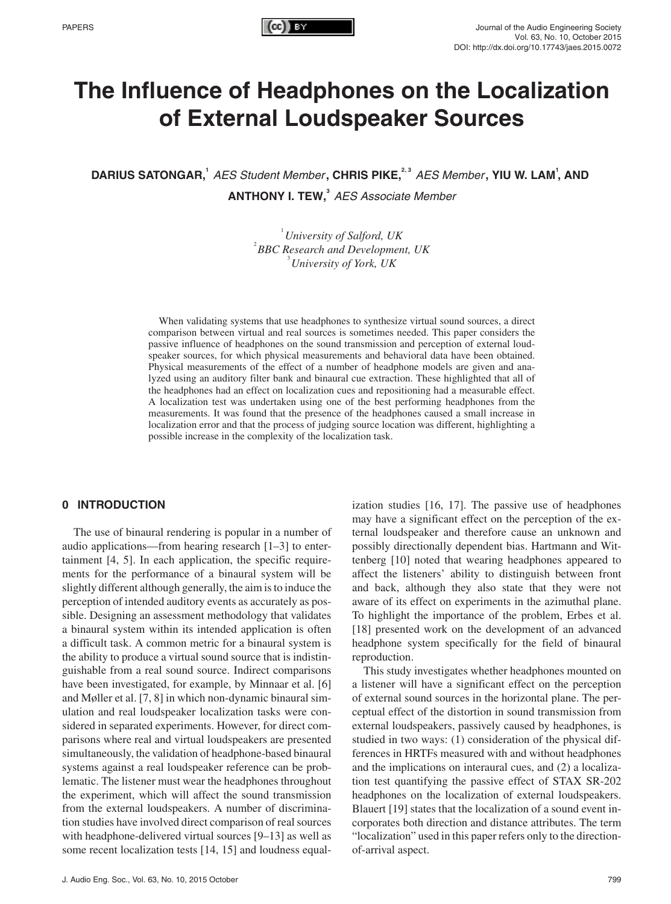# The Influence of Headphones on the Localization of External Loudspeaker Sources

**DARIUS SATONGAR,**[1] *AES Student Member*, **CHRIS PIKE,**[2,3] *AES Member*, **YIU W. LAM**[1], **AND ANTHONY I. TEW,**[3] *AES Associate Member*

[1] *University of Salford, UK*
[2] *BBC Research and Development, UK*
[3] *University of York, UK*

When validating systems that use headphones to synthesize virtual sound sources, a direct comparison between virtual and real sources is sometimes needed. This paper considers the passive influence of headphones on the sound transmission and perception of external loudspeaker sources, for which physical measurements and behavioral data have been obtained. Physical measurements of the effect of a number of headphone models are given and analyzed using an auditory filter bank and binaural cue extraction. These highlighted that all of the headphones had an effect on localization cues and repositioning had a measurable effect. A localization test was undertaken using one of the best performing headphones from the measurements. It was found that the presence of the headphones caused a small increase in localization error and that the process of judging source location was different, highlighting a possible increase in the complexity of the localization task.

## 0 INTRODUCTION

The use of binaural rendering is popular in a number of audio applications—from hearing research [1–3] to entertainment [4, 5]. In each application, the specific requirements for the performance of a binaural system will be slightly different although generally, the aim is to induce the perception of intended auditory events as accurately as possible. Designing an assessment methodology that validates a binaural system within its intended application is often a difficult task. A common metric for a binaural system is the ability to produce a virtual sound source that is indistinguishable from a real sound source. Indirect comparisons have been investigated, for example, by Minnaar et al. [6] and Møller et al. [7, 8] in which non-dynamic binaural simulation and real loudspeaker localization tasks were considered in separated experiments. However, for direct comparisons where real and virtual loudspeakers are presented simultaneously, the validation of headphone-based binaural systems against a real loudspeaker reference can be problematic. The listener must wear the headphones throughout the experiment, which will affect the sound transmission from the external loudspeakers. A number of discrimination studies have involved direct comparison of real sources with headphone-delivered virtual sources [9–13] as well as some recent localization tests [14, 15] and loudness equalization studies [16, 17]. The passive use of headphones may have a significant effect on the perception of the external loudspeaker and therefore cause an unknown and possibly directionally dependent bias. Hartmann and Wittenberg [10] noted that wearing headphones appeared to affect the listeners' ability to distinguish between front and back, although they also state that they were not aware of its effect on experiments in the azimuthal plane. To highlight the importance of the problem, Erbes et al. [18] presented work on the development of an advanced headphone system specifically for the field of binaural reproduction.

This study investigates whether headphones mounted on a listener will have a significant effect on the perception of external sound sources in the horizontal plane. The perceptual effect of the distortion in sound transmission from external loudspeakers, passively caused by headphones, is studied in two ways: (1) consideration of the physical differences in HRTFs measured with and without headphones and the implications on interaural cues, and (2) a localization test quantifying the passive effect of STAX SR-202 headphones on the localization of external loudspeakers. Blauert [19] states that the localization of a sound event incorporates both direction and distance attributes. The term "localization" used in this paper refers only to the direction-of-arrival aspect.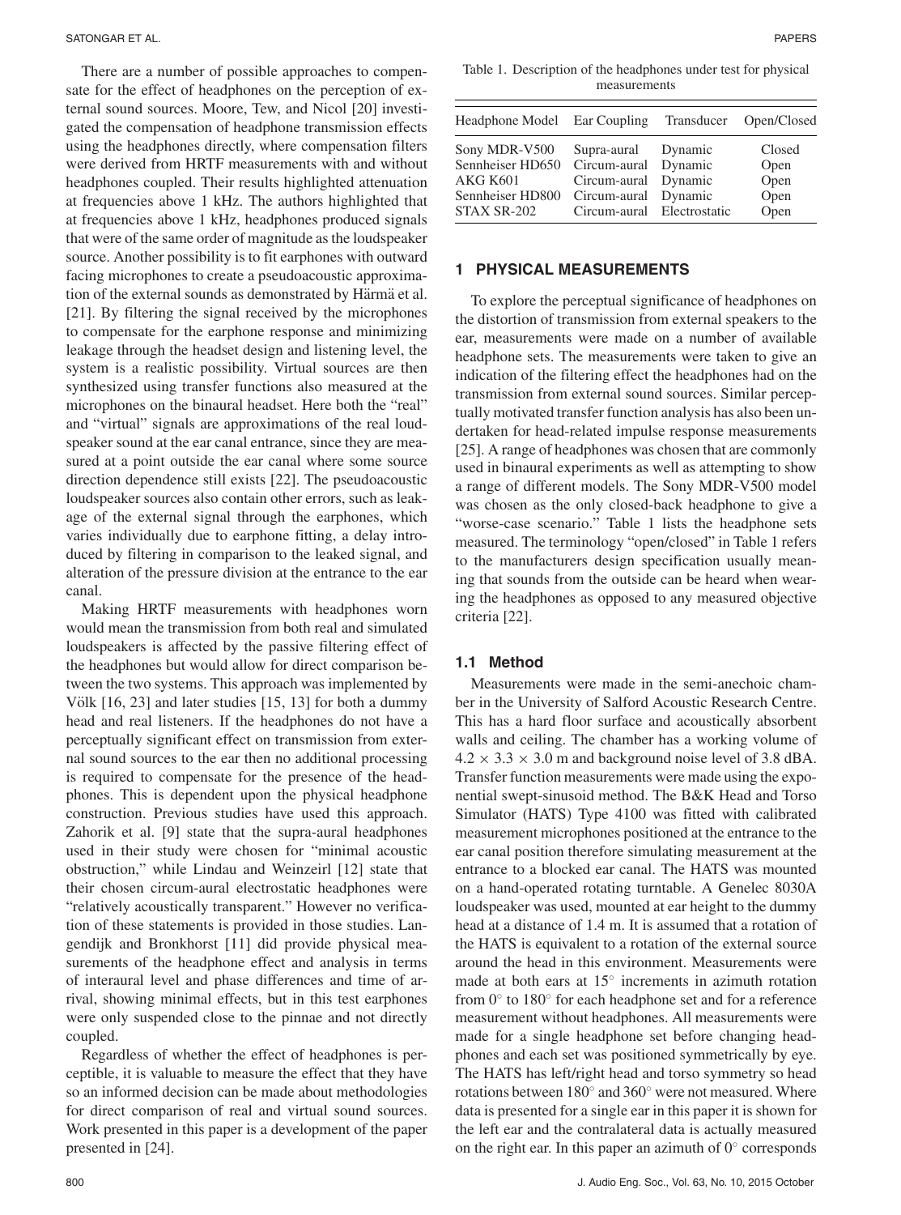There are a number of possible approaches to compensate for the effect of headphones on the perception of external sound sources. Moore, Tew, and Nicol [20] investigated the compensation of headphone transmission effects using the headphones directly, where compensation filters were derived from HRTF measurements with and without headphones coupled. Their results highlighted attenuation at frequencies above 1 kHz. The authors highlighted that at frequencies above 1 kHz, headphones produced signals that were of the same order of magnitude as the loudspeaker source. Another possibility is to fit earphones with outward facing microphones to create a pseudoacoustic approximation of the external sounds as demonstrated by Härmä et al. [21]. By filtering the signal received by the microphones to compensate for the earphone response and minimizing leakage through the headset design and listening level, the system is a realistic possibility. Virtual sources are then synthesized using transfer functions also measured at the microphones on the binaural headset. Here both the "real" and "virtual" signals are approximations of the real loudspeaker sound at the ear canal entrance, since they are measured at a point outside the ear canal where some source direction dependence still exists [22]. The pseudoacoustic loudspeaker sources also contain other errors, such as leakage of the external signal through the earphones, which varies individually due to earphone fitting, a delay introduced by filtering in comparison to the leaked signal, and alteration of the pressure division at the entrance to the ear canal.

Making HRTF measurements with headphones worn would mean the transmission from both real and simulated loudspeakers is affected by the passive filtering effect of the headphones but would allow for direct comparison between the two systems. This approach was implemented by Völk [16, 23] and later studies [15, 13] for both a dummy head and real listeners. If the headphones do not have a perceptually significant effect on transmission from external sound sources to the ear then no additional processing is required to compensate for the presence of the headphones. This is dependent upon the physical headphone construction. Previous studies have used this approach. Zahorik et al. [9] state that the supra-aural headphones used in their study were chosen for "minimal acoustic obstruction," while Lindau and Weinzeirl [12] state that their chosen circum-aural electrostatic headphones were "relatively acoustically transparent." However no verification of these statements is provided in those studies. Langendijk and Bronkhorst [11] did provide physical measurements of the headphone effect and analysis in terms of interaural level and phase differences and time of arrival, showing minimal effects, but in this test earphones were only suspended close to the pinnae and not directly coupled.

Regardless of whether the effect of headphones is perceptible, it is valuable to measure the effect that they have so an informed decision can be made about methodologies for direct comparison of real and virtual sound sources. Work presented in this paper is a development of the paper presented in [24].

Table 1. Description of the headphones under test for physical measurements

| Headphone Model | Ear Coupling | Transducer | Open/Closed |
|---|---|---|---|
| Sony MDR-V500 | Supra-aural | Dynamic | Closed |
| Sennheiser HD650 | Circum-aural | Dynamic | Open |
| AKG K601 | Circum-aural | Dynamic | Open |
| Sennheiser HD800 | Circum-aural | Dynamic | Open |
| STAX SR-202 | Circum-aural | Electrostatic | Open |

## 1 PHYSICAL MEASUREMENTS

To explore the perceptual significance of headphones on the distortion of transmission from external speakers to the ear, measurements were made on a number of available headphone sets. The measurements were taken to give an indication of the filtering effect the headphones had on the transmission from external sound sources. Similar perceptually motivated transfer function analysis has also been undertaken for head-related impulse response measurements [25]. A range of headphones was chosen that are commonly used in binaural experiments as well as attempting to show a range of different models. The Sony MDR-V500 model was chosen as the only closed-back headphone to give a "worse-case scenario." Table 1 lists the headphone sets measured. The terminology "open/closed" in Table 1 refers to the manufacturers design specification usually meaning that sounds from the outside can be heard when wearing the headphones as opposed to any measured objective criteria [22].

### 1.1 Method

Measurements were made in the semi-anechoic chamber in the University of Salford Acoustic Research Centre. This has a hard floor surface and acoustically absorbent walls and ceiling. The chamber has a working volume of $4.2 \times 3.3 \times 3.0$ m and background noise level of 3.8 dBA. Transfer function measurements were made using the exponential swept-sinusoid method. The B&K Head and Torso Simulator (HATS) Type 4100 was fitted with calibrated measurement microphones positioned at the entrance to the ear canal position therefore simulating measurement at the entrance to a blocked ear canal. The HATS was mounted on a hand-operated rotating turntable. A Genelec 8030A loudspeaker was used, mounted at ear height to the dummy head at a distance of 1.4 m. It is assumed that a rotation of the HATS is equivalent to a rotation of the external source around the head in this environment. Measurements were made at both ears at $15^\circ$ increments in azimuth rotation from $0^\circ$ to $180^\circ$ for each headphone set and for a reference measurement without headphones. All measurements were made for a single headphone set before changing headphones and each set was positioned symmetrically by eye. The HATS has left/right head and torso symmetry so head rotations between $180^\circ$ and $360^\circ$ were not measured. Where data is presented for a single ear in this paper it is shown for the left ear and the contralateral data is actually measured on the right ear. In this paper an azimuth of $0^\circ$ corresponds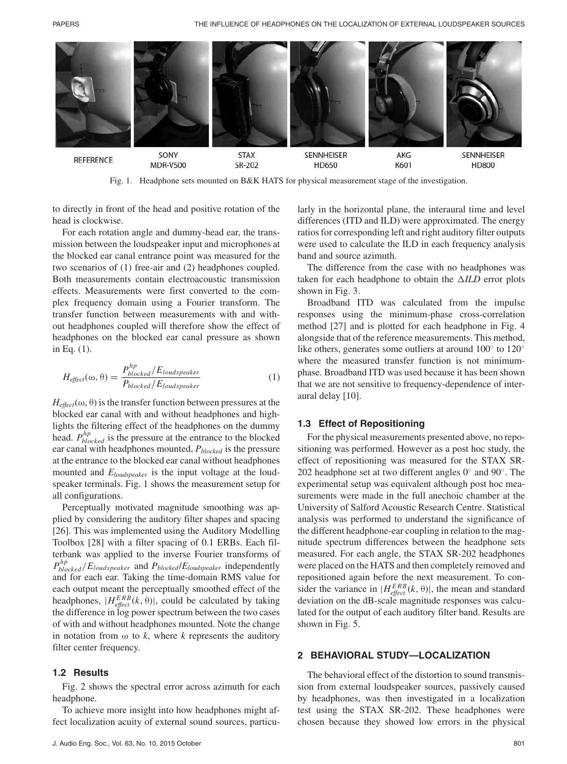REFERENCE SONY MDR-V500 STAX SR-202 SENNHEISER HD650 AKG K601 SENNHEISER HD800

Fig. 1. Headphone sets mounted on B&K HATS for physical measurement stage of the investigation.

to directly in front of the head and positive rotation of the head is clockwise.

For each rotation angle and dummy-head ear, the transmission between the loudspeaker input and microphones at the blocked ear canal entrance point was measured for the two scenarios of (1) free-air and (2) headphones coupled. Both measurements contain electroacoustic transmission effects. Measurements were first converted to the complex frequency domain using a Fourier transform. The transfer function between measurements with and without headphones coupled will therefore show the effect of headphones on the blocked ear canal pressure as shown in Eq. (1).

$$H_{effect}(\omega, \theta) = \frac{P^{hp}_{blocked}/E_{loudspeaker}}{P_{blocked}/E_{loudspeaker}} \quad (1)$$

$H_{effect}(\omega, \theta)$ is the transfer function between pressures at the blocked ear canal with and without headphones and highlights the filtering effect of the headphones on the dummy head. $P^{hp}_{blocked}$ is the pressure at the entrance to the blocked ear canal with headphones mounted, $P_{blocked}$ is the pressure at the entrance to the blocked ear canal without headphones mounted and $E_{loudspeaker}$ is the input voltage at the loudspeaker terminals. Fig. 1 shows the measurement setup for all configurations.

Perceptually motivated magnitude smoothing was applied by considering the auditory filter shapes and spacing [26]. This was implemented using the Auditory Modelling Toolbox [28] with a filter spacing of 0.1 ERBs. Each filterbank was applied to the inverse Fourier transforms of $P^{hp}_{blocked}/E_{loudspeaker}$ and $P_{blocked}/E_{loudspeaker}$ independently and for each ear. Taking the time-domain RMS value for each output meant the perceptually smoothed effect of the headphones, $|H^{ERB}_{effect}(k, \theta)|$, could be calculated by taking the difference in log power spectrum between the two cases of with and without headphones mounted. Note the change in notation from $\omega$ to $k$, where $k$ represents the auditory filter center frequency.

### 1.2 Results

Fig. 2 shows the spectral error across azimuth for each headphone.

To achieve more insight into how headphones might affect localization acuity of external sound sources, particularly in the horizontal plane, the interaural time and level differences (ITD and ILD) were approximated. The energy ratios for corresponding left and right auditory filter outputs were used to calculate the ILD in each frequency analysis band and source azimuth.

The difference from the case with no headphones was taken for each headphone to obtain the $\Delta ILD$ error plots shown in Fig. 3.

Broadband ITD was calculated from the impulse responses using the minimum-phase cross-correlation method [27] and is plotted for each headphone in Fig. 4 alongside that of the reference measurements. This method, like others, generates some outliers at around 100° to 120° where the measured transfer function is not minimum-phase. Broadband ITD was used because it has been shown that we are not sensitive to frequency-dependence of interaural delay [10].

### 1.3 Effect of Repositioning

For the physical measurements presented above, no repositioning was performed. However as a post hoc study, the effect of repositioning was measured for the STAX SR-202 headphone set at two different angles 0° and 90°. The experimental setup was equivalent although post hoc measurements were made in the full anechoic chamber at the University of Salford Acoustic Research Centre. Statistical analysis was performed to understand the significance of the different headphone-ear coupling in relation to the magnitude spectrum differences between the headphone sets measured. For each angle, the STAX SR-202 headphones were placed on the HATS and then completely removed and repositioned again before the next measurement. To consider the variance in $|H^{ERB}_{effect}(k, \theta)|$, the mean and standard deviation on the dB-scale magnitude responses was calculated for the output of each auditory filter band. Results are shown in Fig. 5.

## 2 BEHAVIORAL STUDY—LOCALIZATION

The behavioral effect of the distortion to sound transmission from external loudspeaker sources, passively caused by headphones, was then investigated in a localization test using the STAX SR-202. These headphones were chosen because they showed low errors in the physical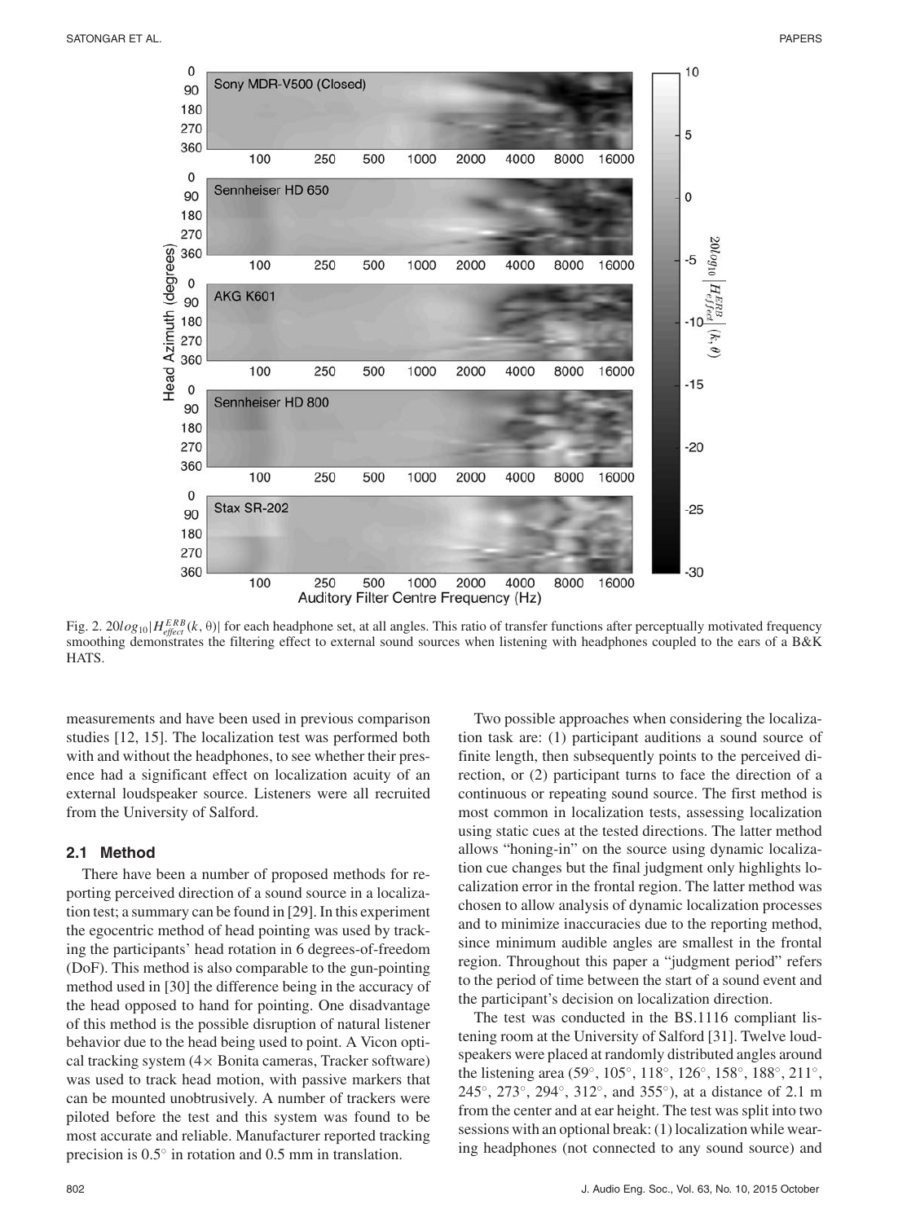Fig. 2. $20log_{10}|H_{effect}^{ERB}(k, \theta)|$ for each headphone set, at all angles. This ratio of transfer functions after perceptually motivated frequency smoothing demonstrates the filtering effect to external sound sources when listening with headphones coupled to the ears of a B&K HATS.

measurements and have been used in previous comparison studies [12, 15]. The localization test was performed both with and without the headphones, to see whether their presence had a significant effect on localization acuity of an external loudspeaker source. Listeners were all recruited from the University of Salford.

### 2.1 Method

There have been a number of proposed methods for reporting perceived direction of a sound source in a localization test; a summary can be found in [29]. In this experiment the egocentric method of head pointing was used by tracking the participants' head rotation in 6 degrees-of-freedom (DoF). This method is also comparable to the gun-pointing method used in [30] the difference being in the accuracy of the head opposed to hand for pointing. One disadvantage of this method is the possible disruption of natural listener behavior due to the head being used to point. A Vicon optical tracking system (4× Bonita cameras, Tracker software) was used to track head motion, with passive markers that can be mounted unobtrusively. A number of trackers were piloted before the test and this system was found to be most accurate and reliable. Manufacturer reported tracking precision is 0.5° in rotation and 0.5 mm in translation.

Two possible approaches when considering the localization task are: (1) participant auditions a sound source of finite length, then subsequently points to the perceived direction, or (2) participant turns to face the direction of a continuous or repeating sound source. The first method is most common in localization tests, assessing localization using static cues at the tested directions. The latter method allows "honing-in" on the source using dynamic localization cue changes but the final judgment only highlights localization error in the frontal region. The latter method was chosen to allow analysis of dynamic localization processes and to minimize inaccuracies due to the reporting method, since minimum audible angles are smallest in the frontal region. Throughout this paper a "judgment period" refers to the period of time between the start of a sound event and the participant's decision on localization direction.

The test was conducted in the BS.1116 compliant listening room at the University of Salford [31]. Twelve loudspeakers were placed at randomly distributed angles around the listening area (59°, 105°, 118°, 126°, 158°, 188°, 211°, 245°, 273°, 294°, 312°, and 355°), at a distance of 2.1 m from the center and at ear height. The test was split into two sessions with an optional break: (1) localization while wearing headphones (not connected to any sound source) and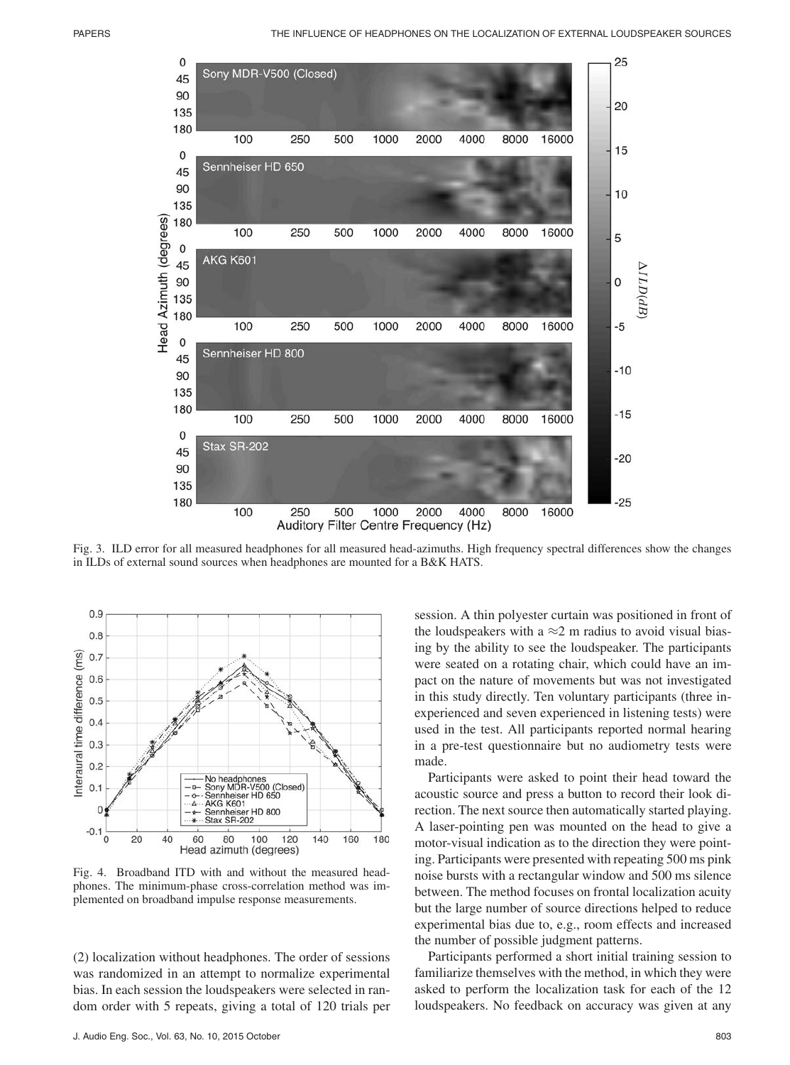Fig. 3. ILD error for all measured headphones for all measured head-azimuths. High frequency spectral differences show the changes in ILDs of external sound sources when headphones are mounted for a B&K HATS.

Fig. 4. Broadband ITD with and without the measured headphones. The minimum-phase cross-correlation method was implemented on broadband impulse response measurements.

(2) localization without headphones. The order of sessions was randomized in an attempt to normalize experimental bias. In each session the loudspeakers were selected in random order with 5 repeats, giving a total of 120 trials per session. A thin polyester curtain was positioned in front of the loudspeakers with a ≈2 m radius to avoid visual biasing by the ability to see the loudspeaker. The participants were seated on a rotating chair, which could have an impact on the nature of movements but was not investigated in this study directly. Ten voluntary participants (three inexperienced and seven experienced in listening tests) were used in the test. All participants reported normal hearing in a pre-test questionnaire but no audiometry tests were made.

Participants were asked to point their head toward the acoustic source and press a button to record their look direction. The next source then automatically started playing. A laser-pointing pen was mounted on the head to give a motor-visual indication as to the direction they were pointing. Participants were presented with repeating 500 ms pink noise bursts with a rectangular window and 500 ms silence between. The method focuses on frontal localization acuity but the large number of source directions helped to reduce experimental bias due to, e.g., room effects and increased the number of possible judgment patterns.

Participants performed a short initial training session to familiarize themselves with the method, in which they were asked to perform the localization task for each of the 12 loudspeakers. No feedback on accuracy was given at any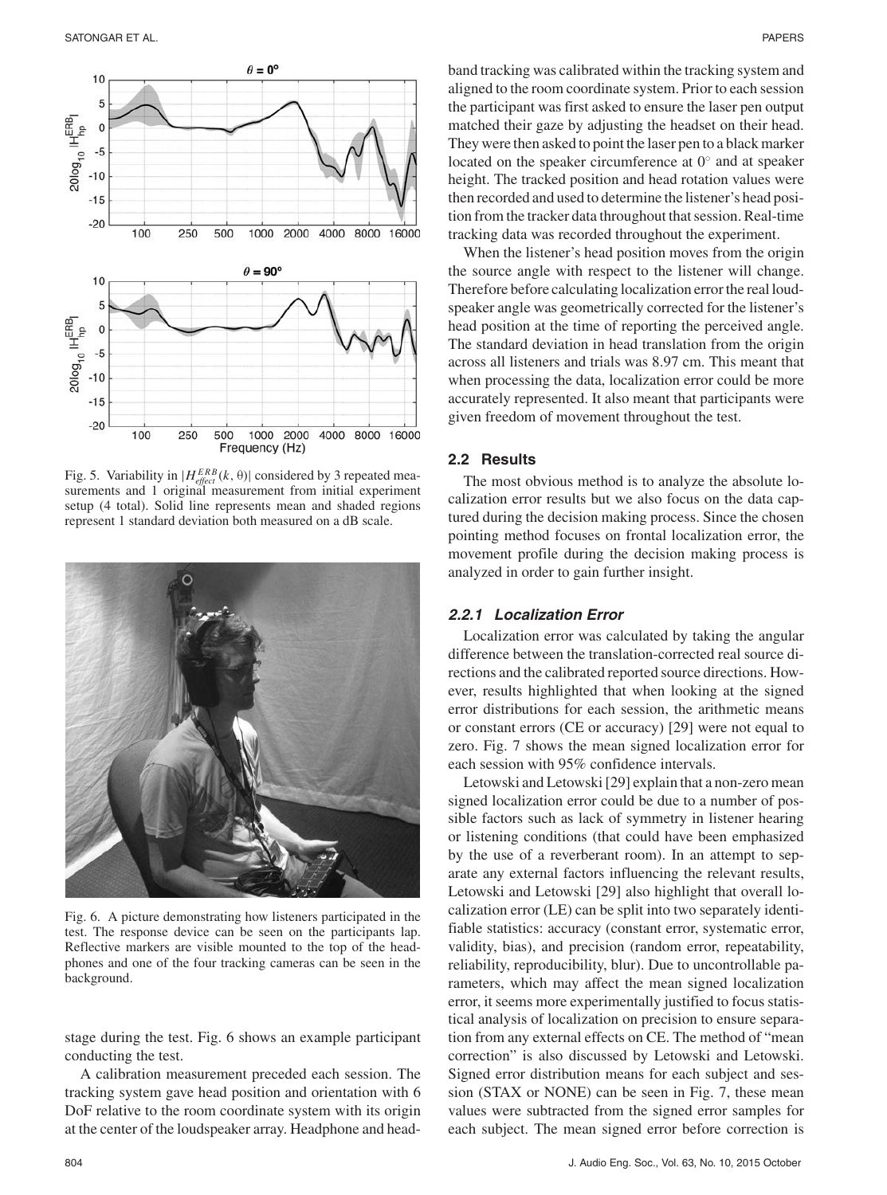Fig. 5. Variability in $|H_{effect}^{ERB}(k, \theta)|$ considered by 3 repeated measurements and 1 original measurement from initial experiment setup (4 total). Solid line represents mean and shaded regions represent 1 standard deviation both measured on a dB scale.

Fig. 6. A picture demonstrating how listeners participated in the test. The response device can be seen on the participants lap. Reflective markers are visible mounted to the top of the headphones and one of the four tracking cameras can be seen in the background.

stage during the test. Fig. 6 shows an example participant conducting the test.

A calibration measurement preceded each session. The tracking system gave head position and orientation with 6 DoF relative to the room coordinate system with its origin at the center of the loudspeaker array. Headphone and head-band tracking was calibrated within the tracking system and aligned to the room coordinate system. Prior to each session the participant was first asked to ensure the laser pen output matched their gaze by adjusting the headset on their head. They were then asked to point the laser pen to a black marker located on the speaker circumference at 0° and at speaker height. The tracked position and head rotation values were then recorded and used to determine the listener's head position from the tracker data throughout that session. Real-time tracking data was recorded throughout the experiment.

When the listener's head position moves from the origin the source angle with respect to the listener will change. Therefore before calculating localization error the real loudspeaker angle was geometrically corrected for the listener's head position at the time of reporting the perceived angle. The standard deviation in head translation from the origin across all listeners and trials was 8.97 cm. This meant that when processing the data, localization error could be more accurately represented. It also meant that participants were given freedom of movement throughout the test.

## 2.2 Results

The most obvious method is to analyze the absolute localization error results but we also focus on the data captured during the decision making process. Since the chosen pointing method focuses on frontal localization error, the movement profile during the decision making process is analyzed in order to gain further insight.

### 2.2.1 Localization Error

Localization error was calculated by taking the angular difference between the translation-corrected real source directions and the calibrated reported source directions. However, results highlighted that when looking at the signed error distributions for each session, the arithmetic means or constant errors (CE or accuracy) [29] were not equal to zero. Fig. 7 shows the mean signed localization error for each session with 95% confidence intervals.

Letowski and Letowski [29] explain that a non-zero mean signed localization error could be due to a number of possible factors such as lack of symmetry in listener hearing or listening conditions (that could have been emphasized by the use of a reverberant room). In an attempt to separate any external factors influencing the relevant results, Letowski and Letowski [29] also highlight that overall localization error (LE) can be split into two separately identifiable statistics: accuracy (constant error, systematic error, validity, bias), and precision (random error, repeatability, reliability, reproducibility, blur). Due to uncontrollable parameters, which may affect the mean signed localization error, it seems more experimentally justified to focus statistical analysis of localization on precision to ensure separation from any external effects on CE. The method of "mean correction" is also discussed by Letowski and Letowski. Signed error distribution means for each subject and session (STAX or NONE) can be seen in Fig. 7, these mean values were subtracted from the signed error samples for each subject. The mean signed error before correction is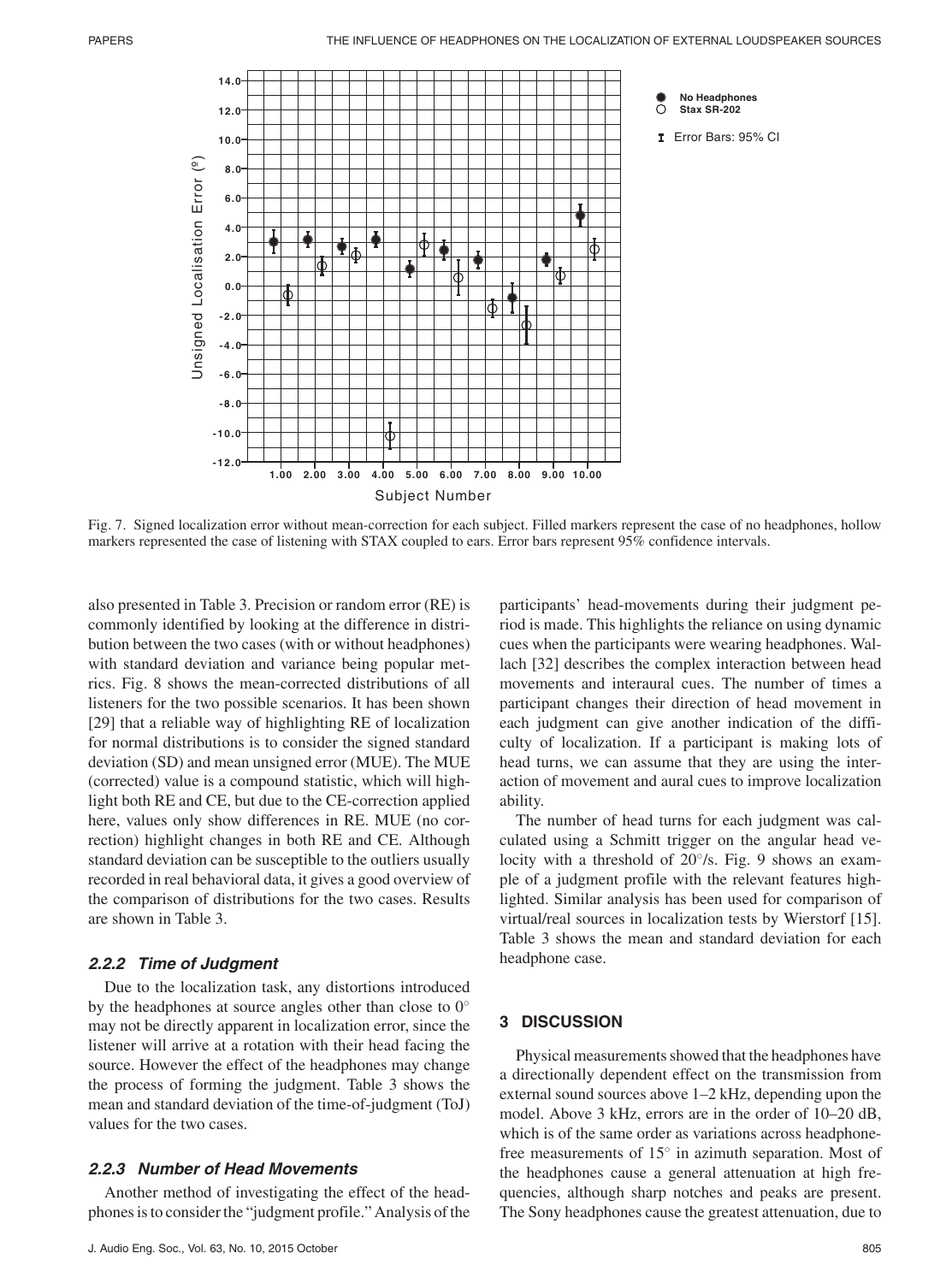Fig. 7. Signed localization error without mean-correction for each subject. Filled markers represent the case of no headphones, hollow markers represented the case of listening with STAX coupled to ears. Error bars represent 95% confidence intervals.

also presented in Table 3. Precision or random error (RE) is commonly identified by looking at the difference in distribution between the two cases (with or without headphones) with standard deviation and variance being popular metrics. Fig. 8 shows the mean-corrected distributions of all listeners for the two possible scenarios. It has been shown [29] that a reliable way of highlighting RE of localization for normal distributions is to consider the signed standard deviation (SD) and mean unsigned error (MUE). The MUE (corrected) value is a compound statistic, which will highlight both RE and CE, but due to the CE-correction applied here, values only show differences in RE. MUE (no correction) highlight changes in both RE and CE. Although standard deviation can be susceptible to the outliers usually recorded in real behavioral data, it gives a good overview of the comparison of distributions for the two cases. Results are shown in Table 3.

### 2.2.2 Time of Judgment

Due to the localization task, any distortions introduced by the headphones at source angles other than close to 0° may not be directly apparent in localization error, since the listener will arrive at a rotation with their head facing the source. However the effect of the headphones may change the process of forming the judgment. Table 3 shows the mean and standard deviation of the time-of-judgment (ToJ) values for the two cases.

### 2.2.3 Number of Head Movements

Another method of investigating the effect of the headphones is to consider the "judgment profile." Analysis of the participants' head-movements during their judgment period is made. This highlights the reliance on using dynamic cues when the participants were wearing headphones. Wallach [32] describes the complex interaction between head movements and interaural cues. The number of times a participant changes their direction of head movement in each judgment can give another indication of the difficulty of localization. If a participant is making lots of head turns, we can assume that they are using the interaction of movement and aural cues to improve localization ability.

The number of head turns for each judgment was calculated using a Schmitt trigger on the angular head velocity with a threshold of 20°/s. Fig. 9 shows an example of a judgment profile with the relevant features highlighted. Similar analysis has been used for comparison of virtual/real sources in localization tests by Wierstorf [15]. Table 3 shows the mean and standard deviation for each headphone case.

## 3 DISCUSSION

Physical measurements showed that the headphones have a directionally dependent effect on the transmission from external sound sources above 1–2 kHz, depending upon the model. Above 3 kHz, errors are in the order of 10–20 dB, which is of the same order as variations across headphone-free measurements of 15° in azimuth separation. Most of the headphones cause a general attenuation at high frequencies, although sharp notches and peaks are present. The Sony headphones cause the greatest attenuation, due to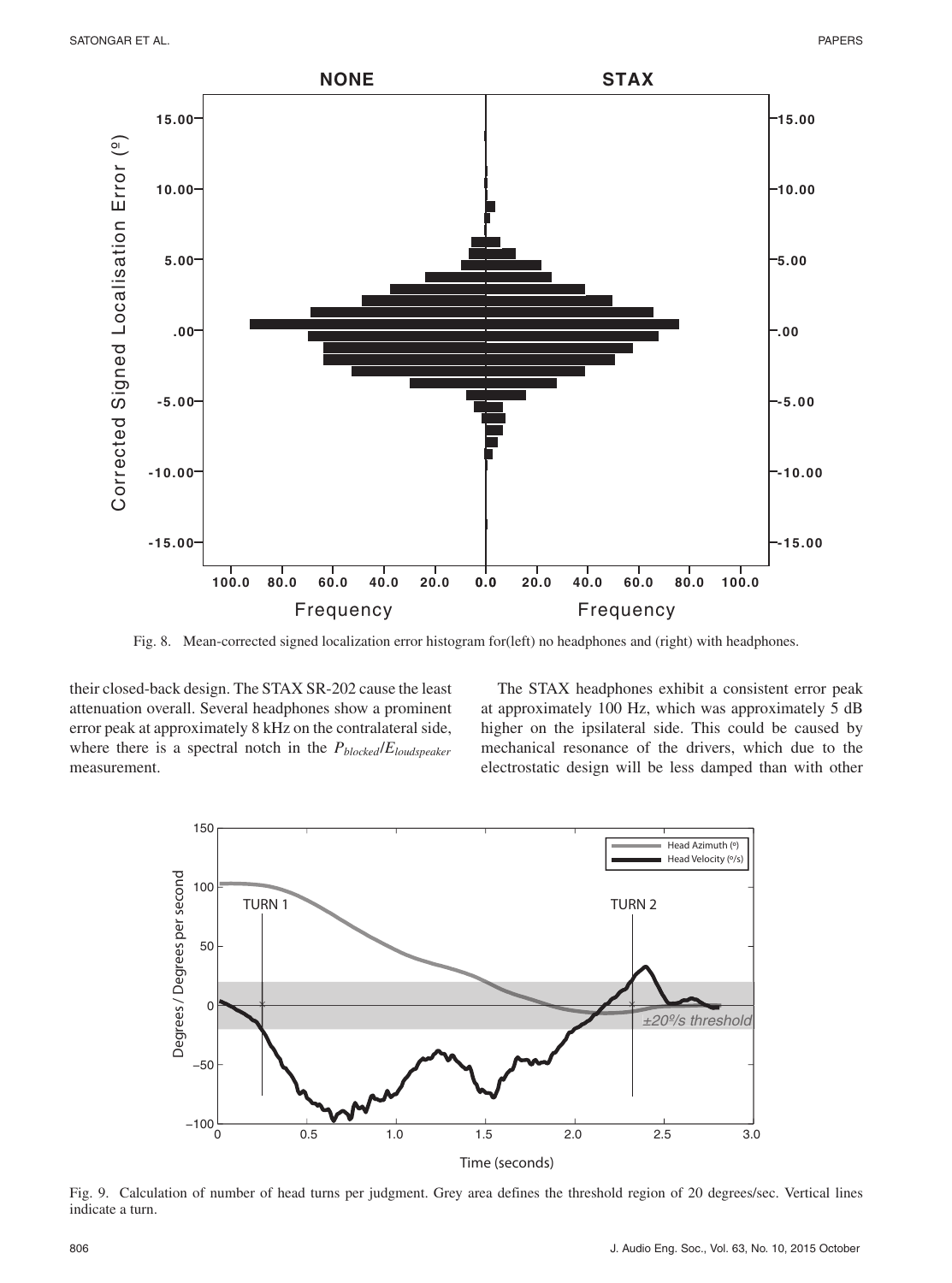Fig. 8. Mean-corrected signed localization error histogram for(left) no headphones and (right) with headphones.

their closed-back design. The STAX SR-202 cause the least attenuation overall. Several headphones show a prominent error peak at approximately 8 kHz on the contralateral side, where there is a spectral notch in the $P_{blocked}/E_{loudspeaker}$ measurement.

The STAX headphones exhibit a consistent error peak at approximately 100 Hz, which was approximately 5 dB higher on the ipsilateral side. This could be caused by mechanical resonance of the drivers, which due to the electrostatic design will be less damped than with other

Fig. 9. Calculation of number of head turns per judgment. Grey area defines the threshold region of 20 degrees/sec. Vertical lines indicate a turn.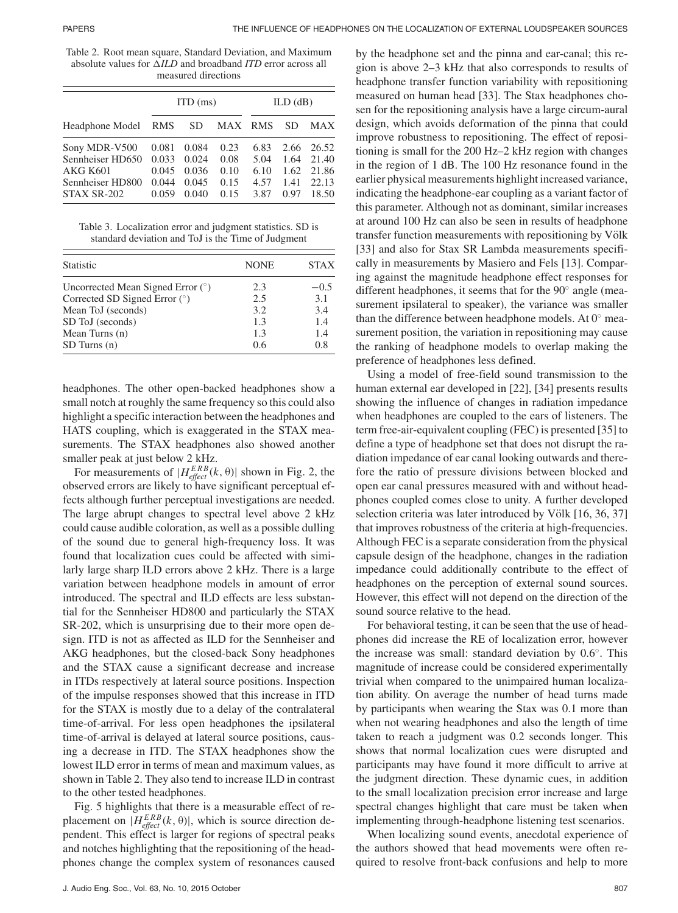Table 2. Root mean square, Standard Deviation, and Maximum absolute values for $\Delta ILD$ and broadband *ITD* error across all measured directions

| | ITD (ms) | | | ILD (dB) | | |
|---|---|---|---|---|---|---|
| Headphone Model | RMS | SD | MAX | RMS | SD | MAX |
| Sony MDR-V500 | 0.081 | 0.084 | 0.23 | 6.83 | 2.66 | 26.52 |
| Sennheiser HD650 | 0.033 | 0.024 | 0.08 | 5.04 | 1.64 | 21.40 |
| AKG K601 | 0.045 | 0.036 | 0.10 | 6.10 | 1.62 | 21.86 |
| Sennheiser HD800 | 0.044 | 0.045 | 0.15 | 4.57 | 1.41 | 22.13 |
| STAX SR-202 | 0.059 | 0.040 | 0.15 | 3.87 | 0.97 | 18.50 |

Table 3. Localization error and judgment statistics. SD is standard deviation and ToJ is the Time of Judgment

| Statistic | NONE | STAX |
|---|---|---|
| Uncorrected Mean Signed Error (°) | 2.3 | −0.5 |
| Corrected SD Signed Error (°) | 2.5 | 3.1 |
| Mean ToJ (seconds) | 3.2 | 3.4 |
| SD ToJ (seconds) | 1.3 | 1.4 |
| Mean Turns (n) | 1.3 | 1.4 |
| SD Turns (n) | 0.6 | 0.8 |

headphones. The other open-backed headphones show a small notch at roughly the same frequency so this could also highlight a specific interaction between the headphones and HATS coupling, which is exaggerated in the STAX measurements. The STAX headphones also showed another smaller peak at just below 2 kHz.

For measurements of $|H_{effect}^{ERB}(k, \theta)|$ shown in Fig. 2, the observed errors are likely to have significant perceptual effects although further perceptual investigations are needed. The large abrupt changes to spectral level above 2 kHz could cause audible coloration, as well as a possible dulling of the sound due to general high-frequency loss. It was found that localization cues could be affected with similarly large sharp ILD errors above 2 kHz. There is a large variation between headphone models in amount of error introduced. The spectral and ILD effects are less substantial for the Sennheiser HD800 and particularly the STAX SR-202, which is unsurprising due to their more open design. ITD is not as affected as ILD for the Sennheiser and AKG headphones, but the closed-back Sony headphones and the STAX cause a significant decrease and increase in ITDs respectively at lateral source positions. Inspection of the impulse responses showed that this increase in ITD for the STAX is mostly due to a delay of the contralateral time-of-arrival. For less open headphones the ipsilateral time-of-arrival is delayed at lateral source positions, causing a decrease in ITD. The STAX headphones show the lowest ILD error in terms of mean and maximum values, as shown in Table 2. They also tend to increase ILD in contrast to the other tested headphones.

Fig. 5 highlights that there is a measurable effect of replacement on $|H_{effect}^{ERB}(k, \theta)|$, which is source direction dependent. This effect is larger for regions of spectral peaks and notches highlighting that the repositioning of the headphones change the complex system of resonances caused by the headphone set and the pinna and ear-canal; this region is above 2–3 kHz that also corresponds to results of headphone transfer function variability with repositioning measured on human head [33]. The Stax headphones chosen for the repositioning analysis have a large circum-aural design, which avoids deformation of the pinna that could improve robustness to repositioning. The effect of repositioning is small for the 200 Hz–2 kHz region with changes in the region of 1 dB. The 100 Hz resonance found in the earlier physical measurements highlight increased variance, indicating the headphone-ear coupling as a variant factor of this parameter. Although not as dominant, similar increases at around 100 Hz can also be seen in results of headphone transfer function measurements with repositioning by Völk [33] and also for Stax SR Lambda measurements specifically in measurements by Masiero and Fels [13]. Comparing against the magnitude headphone effect responses for different headphones, it seems that for the 90° angle (measurement ipsilateral to speaker), the variance was smaller than the difference between headphone models. At 0° measurement position, the variation in repositioning may cause the ranking of headphone models to overlap making the preference of headphones less defined.

Using a model of free-field sound transmission to the human external ear developed in [22], [34] presents results showing the influence of changes in radiation impedance when headphones are coupled to the ears of listeners. The term free-air-equivalent coupling (FEC) is presented [35] to define a type of headphone set that does not disrupt the radiation impedance of ear canal looking outwards and therefore the ratio of pressure divisions between blocked and open ear canal pressures measured with and without headphones coupled comes close to unity. A further developed selection criteria was later introduced by Völk [16, 36, 37] that improves robustness of the criteria at high-frequencies. Although FEC is a separate consideration from the physical capsule design of the headphone, changes in the radiation impedance could additionally contribute to the effect of headphones on the perception of external sound sources. However, this effect will not depend on the direction of the sound source relative to the head.

For behavioral testing, it can be seen that the use of headphones did increase the RE of localization error, however the increase was small: standard deviation by 0.6°. This magnitude of increase could be considered experimentally trivial when compared to the unimpaired human localization ability. On average the number of head turns made by participants when wearing the Stax was 0.1 more than when not wearing headphones and also the length of time taken to reach a judgment was 0.2 seconds longer. This shows that normal localization cues were disrupted and participants may have found it more difficult to arrive at the judgment direction. These dynamic cues, in addition to the small localization precision error increase and large spectral changes highlight that care must be taken when implementing through-headphone listening test scenarios.

When localizing sound events, anecdotal experience of the authors showed that head movements were often required to resolve front-back confusions and help to more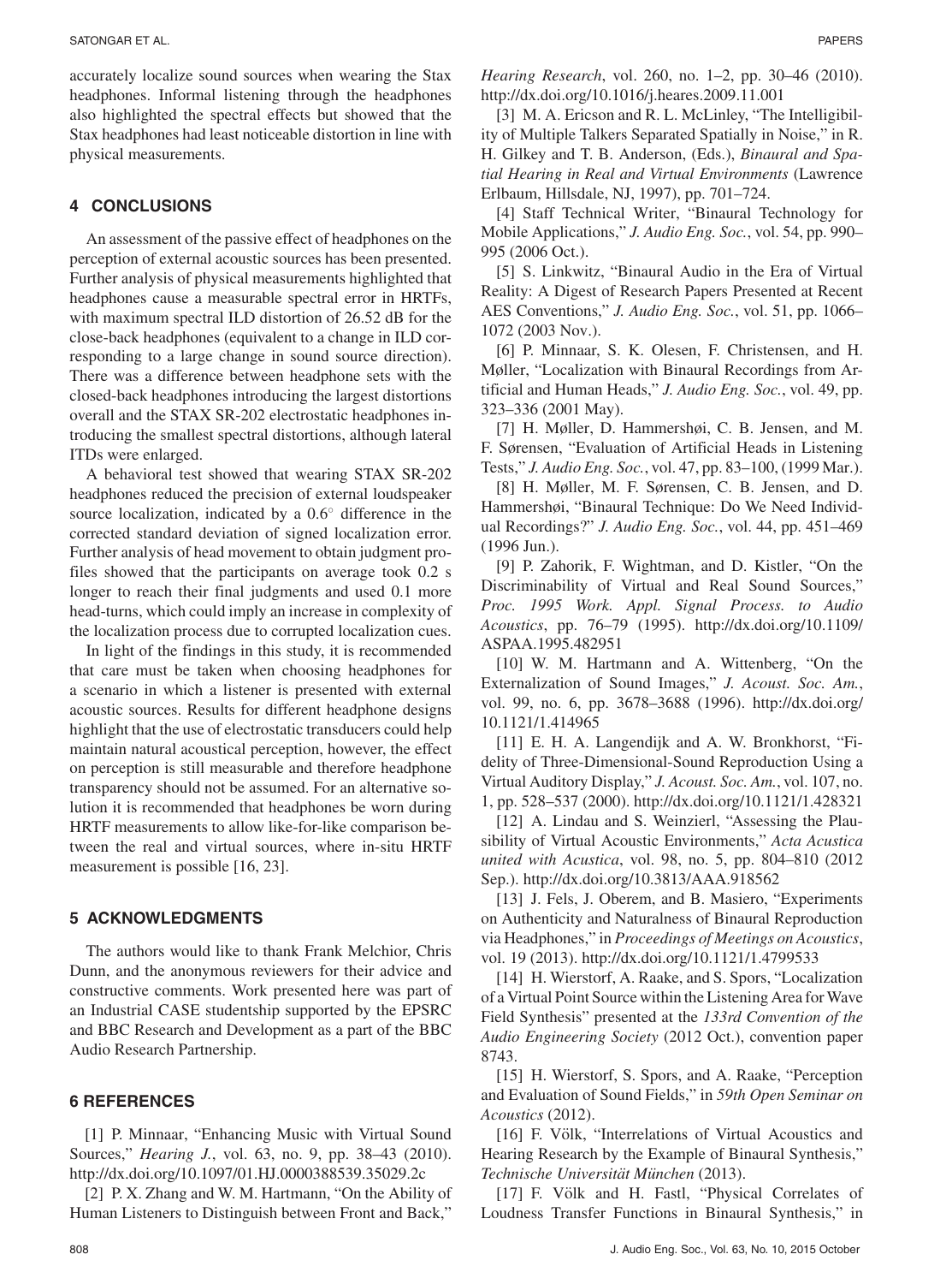accurately localize sound sources when wearing the Stax headphones. Informal listening through the headphones also highlighted the spectral effects but showed that the Stax headphones had least noticeable distortion in line with physical measurements.

## 4 CONCLUSIONS

An assessment of the passive effect of headphones on the perception of external acoustic sources has been presented. Further analysis of physical measurements highlighted that headphones cause a measurable spectral error in HRTFs, with maximum spectral ILD distortion of 26.52 dB for the close-back headphones (equivalent to a change in ILD corresponding to a large change in sound source direction). There was a difference between headphone sets with the closed-back headphones introducing the largest distortions overall and the STAX SR-202 electrostatic headphones introducing the smallest spectral distortions, although lateral ITDs were enlarged.

A behavioral test showed that wearing STAX SR-202 headphones reduced the precision of external loudspeaker source localization, indicated by a $0.6^\circ$ difference in the corrected standard deviation of signed localization error. Further analysis of head movement to obtain judgment profiles showed that the participants on average took 0.2 s longer to reach their final judgments and used 0.1 more head-turns, which could imply an increase in complexity of the localization process due to corrupted localization cues.

In light of the findings in this study, it is recommended that care must be taken when choosing headphones for a scenario in which a listener is presented with external acoustic sources. Results for different headphone designs highlight that the use of electrostatic transducers could help maintain natural acoustical perception, however, the effect on perception is still measurable and therefore headphone transparency should not be assumed. For an alternative solution it is recommended that headphones be worn during HRTF measurements to allow like-for-like comparison between the real and virtual sources, where in-situ HRTF measurement is possible [16, 23].

## 5 ACKNOWLEDGMENTS

The authors would like to thank Frank Melchior, Chris Dunn, and the anonymous reviewers for their advice and constructive comments. Work presented here was part of an Industrial CASE studentship supported by the EPSRC and BBC Research and Development as a part of the BBC Audio Research Partnership.

## 6 REFERENCES

[1] P. Minnaar, "Enhancing Music with Virtual Sound Sources," *Hearing J.*, vol. 63, no. 9, pp. 38–43 (2010). http://dx.doi.org/10.1097/01.HJ.0000388539.35029.2c

[2] P. X. Zhang and W. M. Hartmann, "On the Ability of Human Listeners to Distinguish between Front and Back," *Hearing Research*, vol. 260, no. 1–2, pp. 30–46 (2010). http://dx.doi.org/10.1016/j.heares.2009.11.001

[3] M. A. Ericson and R. L. McLinley, "The Intelligibility of Multiple Talkers Separated Spatially in Noise," in R. H. Gilkey and T. B. Anderson, (Eds.), *Binaural and Spatial Hearing in Real and Virtual Environments* (Lawrence Erlbaum, Hillsdale, NJ, 1997), pp. 701–724.

[4] Staff Technical Writer, "Binaural Technology for Mobile Applications," *J. Audio Eng. Soc.*, vol. 54, pp. 990–995 (2006 Oct.).

[5] S. Linkwitz, "Binaural Audio in the Era of Virtual Reality: A Digest of Research Papers Presented at Recent AES Conventions," *J. Audio Eng. Soc.*, vol. 51, pp. 1066–1072 (2003 Nov.).

[6] P. Minnaar, S. K. Olesen, F. Christensen, and H. Møller, "Localization with Binaural Recordings from Artificial and Human Heads," *J. Audio Eng. Soc.*, vol. 49, pp. 323–336 (2001 May).

[7] H. Møller, D. Hammershøi, C. B. Jensen, and M. F. Sørensen, "Evaluation of Artificial Heads in Listening Tests," *J. Audio Eng. Soc.*, vol. 47, pp. 83–100, (1999 Mar.).

[8] H. Møller, M. F. Sørensen, C. B. Jensen, and D. Hammershøi, "Binaural Technique: Do We Need Individual Recordings?" *J. Audio Eng. Soc.*, vol. 44, pp. 451–469 (1996 Jun.).

[9] P. Zahorik, F. Wightman, and D. Kistler, "On the Discriminability of Virtual and Real Sound Sources," *Proc. 1995 Work. Appl. Signal Process. to Audio Acoustics*, pp. 76–79 (1995). http://dx.doi.org/10.1109/ASPAA.1995.482951

[10] W. M. Hartmann and A. Wittenberg, "On the Externalization of Sound Images," *J. Acoust. Soc. Am.*, vol. 99, no. 6, pp. 3678–3688 (1996). http://dx.doi.org/10.1121/1.414965

[11] E. H. A. Langendijk and A. W. Bronkhorst, "Fidelity of Three-Dimensional-Sound Reproduction Using a Virtual Auditory Display," *J. Acoust. Soc. Am.*, vol. 107, no. 1, pp. 528–537 (2000). http://dx.doi.org/10.1121/1.428321

[12] A. Lindau and S. Weinzierl, "Assessing the Plausibility of Virtual Acoustic Environments," *Acta Acustica united with Acustica*, vol. 98, no. 5, pp. 804–810 (2012 Sep.). http://dx.doi.org/10.3813/AAA.918562

[13] J. Fels, J. Oberem, and B. Masiero, "Experiments on Authenticity and Naturalness of Binaural Reproduction via Headphones," in *Proceedings of Meetings on Acoustics*, vol. 19 (2013). http://dx.doi.org/10.1121/1.4799533

[14] H. Wierstorf, A. Raake, and S. Spors, "Localization of a Virtual Point Source within the Listening Area for Wave Field Synthesis" presented at the *133rd Convention of the Audio Engineering Society* (2012 Oct.), convention paper 8743.

[15] H. Wierstorf, S. Spors, and A. Raake, "Perception and Evaluation of Sound Fields," in *59th Open Seminar on Acoustics* (2012).

[16] F. Völk, "Interrelations of Virtual Acoustics and Hearing Research by the Example of Binaural Synthesis," *Technische Universität München* (2013).

[17] F. Völk and H. Fastl, "Physical Correlates of Loudness Transfer Functions in Binaural Synthesis," in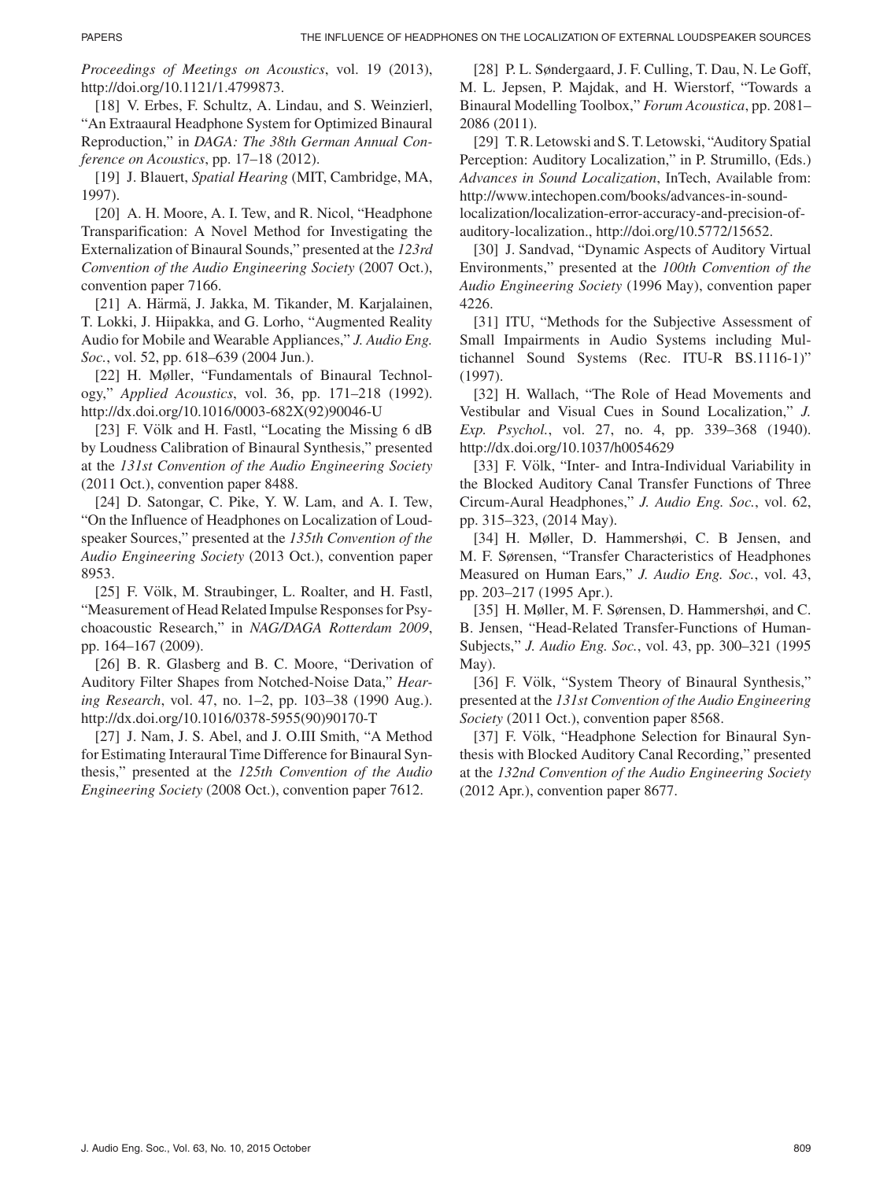*Proceedings of Meetings on Acoustics*, vol. 19 (2013), http://doi.org/10.1121/1.4799873.

[18] V. Erbes, F. Schultz, A. Lindau, and S. Weinzierl, "An Extraaural Headphone System for Optimized Binaural Reproduction," in *DAGA: The 38th German Annual Conference on Acoustics*, pp. 17–18 (2012).

[19] J. Blauert, *Spatial Hearing* (MIT, Cambridge, MA, 1997).

[20] A. H. Moore, A. I. Tew, and R. Nicol, "Headphone Transparification: A Novel Method for Investigating the Externalization of Binaural Sounds," presented at the *123rd Convention of the Audio Engineering Society* (2007 Oct.), convention paper 7166.

[21] A. Härmä, J. Jakka, M. Tikander, M. Karjalainen, T. Lokki, J. Hiipakka, and G. Lorho, "Augmented Reality Audio for Mobile and Wearable Appliances," *J. Audio Eng. Soc.*, vol. 52, pp. 618–639 (2004 Jun.).

[22] H. Møller, "Fundamentals of Binaural Technology," *Applied Acoustics*, vol. 36, pp. 171–218 (1992). http://dx.doi.org/10.1016/0003-682X(92)90046-U

[23] F. Völk and H. Fastl, "Locating the Missing 6 dB by Loudness Calibration of Binaural Synthesis," presented at the *131st Convention of the Audio Engineering Society* (2011 Oct.), convention paper 8488.

[24] D. Satongar, C. Pike, Y. W. Lam, and A. I. Tew, "On the Influence of Headphones on Localization of Loudspeaker Sources," presented at the *135th Convention of the Audio Engineering Society* (2013 Oct.), convention paper 8953.

[25] F. Völk, M. Straubinger, L. Roalter, and H. Fastl, "Measurement of Head Related Impulse Responses for Psychoacoustic Research," in *NAG/DAGA Rotterdam 2009*, pp. 164–167 (2009).

[26] B. R. Glasberg and B. C. Moore, "Derivation of Auditory Filter Shapes from Notched-Noise Data," *Hearing Research*, vol. 47, no. 1–2, pp. 103–38 (1990 Aug.). http://dx.doi.org/10.1016/0378-5955(90)90170-T

[27] J. Nam, J. S. Abel, and J. O.III Smith, "A Method for Estimating Interaural Time Difference for Binaural Synthesis," presented at the *125th Convention of the Audio Engineering Society* (2008 Oct.), convention paper 7612.

[28] P. L. Søndergaard, J. F. Culling, T. Dau, N. Le Goff, M. L. Jepsen, P. Majdak, and H. Wierstorf, "Towards a Binaural Modelling Toolbox," *Forum Acoustica*, pp. 2081–2086 (2011).

[29] T. R. Letowski and S. T. Letowski, "Auditory Spatial Perception: Auditory Localization," in P. Strumillo, (Eds.) *Advances in Sound Localization*, InTech, Available from: http://www.intechopen.com/books/advances-in-sound-localization/localization-error-accuracy-and-precision-of-auditory-localization., http://doi.org/10.5772/15652.

[30] J. Sandvad, "Dynamic Aspects of Auditory Virtual Environments," presented at the *100th Convention of the Audio Engineering Society* (1996 May), convention paper 4226.

[31] ITU, "Methods for the Subjective Assessment of Small Impairments in Audio Systems including Multichannel Sound Systems (Rec. ITU-R BS.1116-1)" (1997).

[32] H. Wallach, "The Role of Head Movements and Vestibular and Visual Cues in Sound Localization," *J. Exp. Psychol.*, vol. 27, no. 4, pp. 339–368 (1940). http://dx.doi.org/10.1037/h0054629

[33] F. Völk, "Inter- and Intra-Individual Variability in the Blocked Auditory Canal Transfer Functions of Three Circum-Aural Headphones," *J. Audio Eng. Soc.*, vol. 62, pp. 315–323, (2014 May).

[34] H. Møller, D. Hammershøi, C. B Jensen, and M. F. Sørensen, "Transfer Characteristics of Headphones Measured on Human Ears," *J. Audio Eng. Soc.*, vol. 43, pp. 203–217 (1995 Apr.).

[35] H. Møller, M. F. Sørensen, D. Hammershøi, and C. B. Jensen, "Head-Related Transfer-Functions of Human-Subjects," *J. Audio Eng. Soc.*, vol. 43, pp. 300–321 (1995 May).

[36] F. Völk, "System Theory of Binaural Synthesis," presented at the *131st Convention of the Audio Engineering Society* (2011 Oct.), convention paper 8568.

[37] F. Völk, "Headphone Selection for Binaural Synthesis with Blocked Auditory Canal Recording," presented at the *132nd Convention of the Audio Engineering Society* (2012 Apr.), convention paper 8677.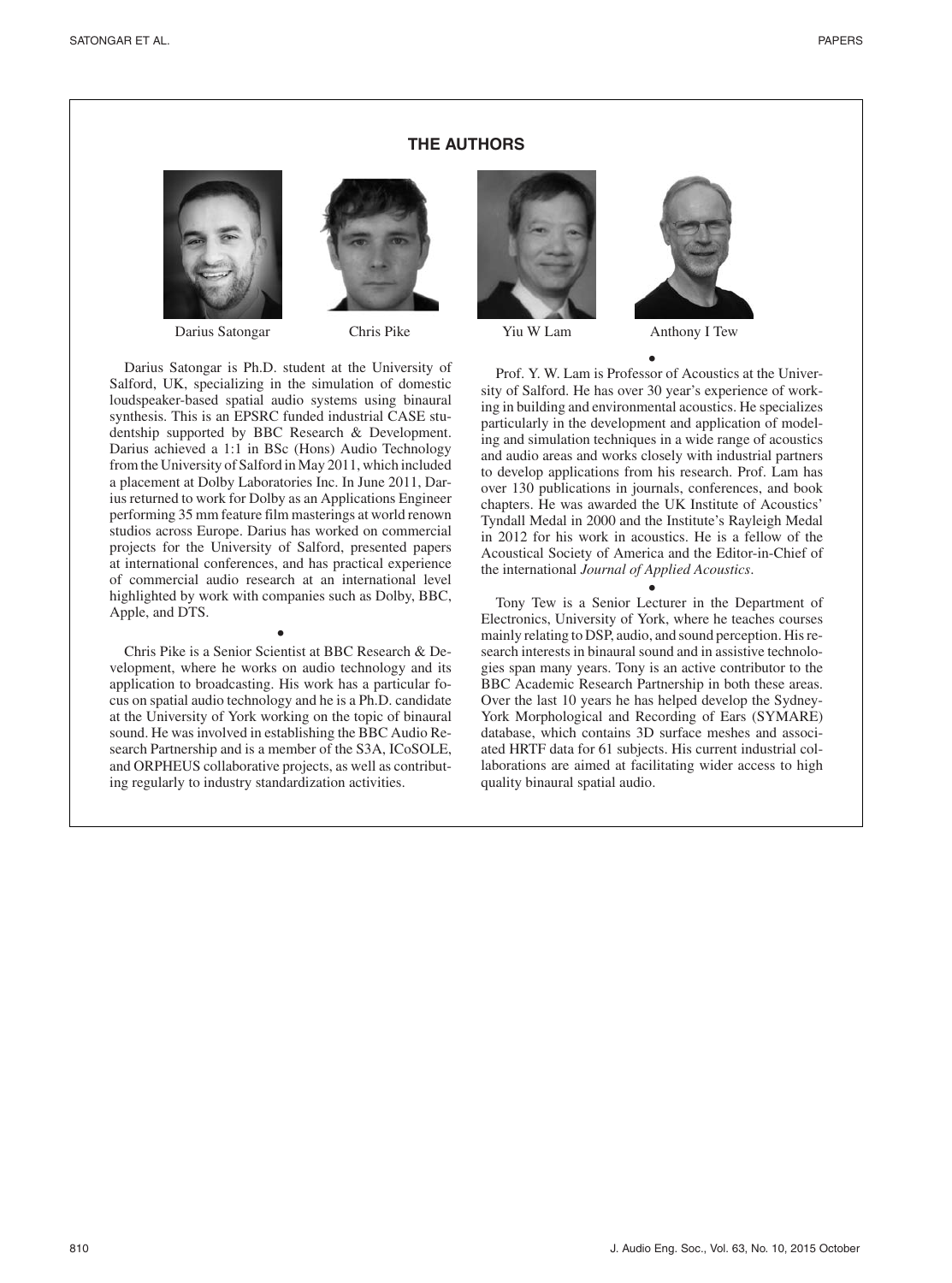## THE AUTHORS

Darius Satongar

Chris Pike

Yiu W Lam

Anthony I Tew

Darius Satongar is Ph.D. student at the University of Salford, UK, specializing in the simulation of domestic loudspeaker-based spatial audio systems using binaural synthesis. This is an EPSRC funded industrial CASE studentship supported by BBC Research & Development. Darius achieved a 1:1 in BSc (Hons) Audio Technology from the University of Salford in May 2011, which included a placement at Dolby Laboratories Inc. In June 2011, Darius returned to work for Dolby as an Applications Engineer performing 35 mm feature film masterings at world renown studios across Europe. Darius has worked on commercial projects for the University of Salford, presented papers at international conferences, and has practical experience of commercial audio research at an international level highlighted by work with companies such as Dolby, BBC, Apple, and DTS.

•

Chris Pike is a Senior Scientist at BBC Research & Development, where he works on audio technology and its application to broadcasting. His work has a particular focus on spatial audio technology and he is a Ph.D. candidate at the University of York working on the topic of binaural sound. He was involved in establishing the BBC Audio Research Partnership and is a member of the S3A, ICoSOLE, and ORPHEUS collaborative projects, as well as contributing regularly to industry standardization activities.

•

Prof. Y. W. Lam is Professor of Acoustics at the University of Salford. He has over 30 year's experience of working in building and environmental acoustics. He specializes particularly in the development and application of modeling and simulation techniques in a wide range of acoustics and audio areas and works closely with industrial partners to develop applications from his research. Prof. Lam has over 130 publications in journals, conferences, and book chapters. He was awarded the UK Institute of Acoustics' Tyndall Medal in 2000 and the Institute's Rayleigh Medal in 2012 for his work in acoustics. He is a fellow of the Acoustical Society of America and the Editor-in-Chief of the international *Journal of Applied Acoustics*.

•

Tony Tew is a Senior Lecturer in the Department of Electronics, University of York, where he teaches courses mainly relating to DSP, audio, and sound perception. His research interests in binaural sound and in assistive technologies span many years. Tony is an active contributor to the BBC Academic Research Partnership in both these areas. Over the last 10 years he has helped develop the Sydney-York Morphological and Recording of Ears (SYMARE) database, which contains 3D surface meshes and associated HRTF data for 61 subjects. His current industrial collaborations are aimed at facilitating wider access to high quality binaural spatial audio.